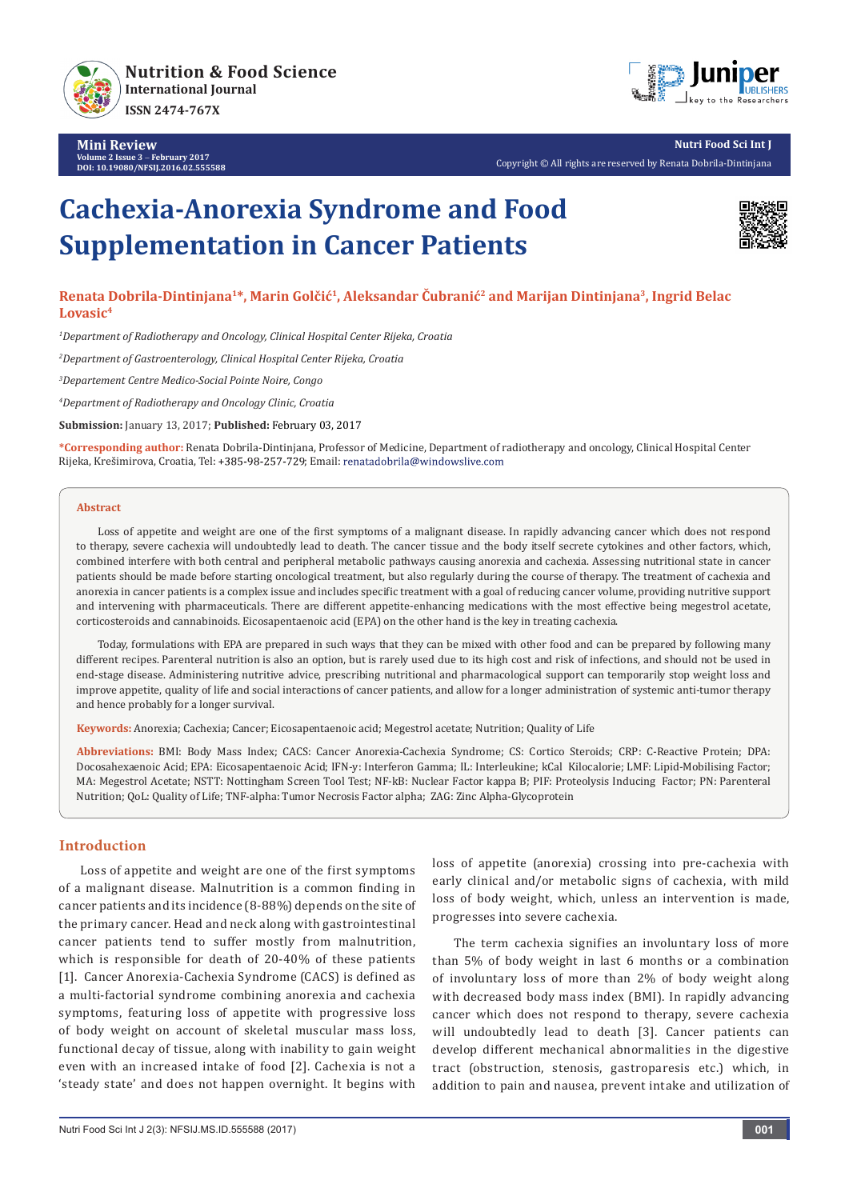Mini Review

# Cachexia-Anorexia Syndrome and Food Supplementation in Cancer Patients

**Renata Dobrila-Dintinjana[1]*, Marin Golčić[1], Aleksandar Čubranić[2] and Marijan Dintinjana[3], Ingrid Belac Lovasic[4]**

[1]*Department of Radiotherapy and Oncology, Clinical Hospital Center Rijeka, Croatia*

[2]*Department of Gastroenterology, Clinical Hospital Center Rijeka, Croatia*

[3]*Departement Centre Medico-Social Pointe Noire, Congo*

[4]*Department of Radiotherapy and Oncology Clinic, Croatia*

**Submission:** January 13, 2017; **Published:** February 03, 2017

***Corresponding author:** Renata Dobrila-Dintinjana, Professor of Medicine, Department of radiotherapy and oncology, Clinical Hospital Center Rijeka, Krešimirova, Croatia, Tel: +385-98-257-729; Email: renatadobrila@windowslive.com

## Abstract

Loss of appetite and weight are one of the first symptoms of a malignant disease. In rapidly advancing cancer which does not respond to therapy, severe cachexia will undoubtedly lead to death. The cancer tissue and the body itself secrete cytokines and other factors, which, combined interfere with both central and peripheral metabolic pathways causing anorexia and cachexia. Assessing nutritional state in cancer patients should be made before starting oncological treatment, but also regularly during the course of therapy. The treatment of cachexia and anorexia in cancer patients is a complex issue and includes specific treatment with a goal of reducing cancer volume, providing nutritive support and intervening with pharmaceuticals. There are different appetite-enhancing medications with the most effective being megestrol acetate, corticosteroids and cannabinoids. Eicosapentaenoic acid (EPA) on the other hand is the key in treating cachexia.

Today, formulations with EPA are prepared in such ways that they can be mixed with other food and can be prepared by following many different recipes. Parenteral nutrition is also an option, but is rarely used due to its high cost and risk of infections, and should not be used in end-stage disease. Administering nutritive advice, prescribing nutritional and pharmacological support can temporarily stop weight loss and improve appetite, quality of life and social interactions of cancer patients, and allow for a longer administration of systemic anti-tumor therapy and hence probably for a longer survival.

**Keywords:** Anorexia; Cachexia; Cancer; Eicosapentaenoic acid; Megestrol acetate; Nutrition; Quality of Life

**Abbreviations:** BMI: Body Mass Index; CACS: Cancer Anorexia-Cachexia Syndrome; CS: Cortico Steroids; CRP: C-Reactive Protein; DPA: Docosahexaenoic Acid; EPA: Eicosapentaenoic Acid; IFN-y: Interferon Gamma; IL: Interleukine; kCal Kilocalorie; LMF: Lipid-Mobilising Factor; MA: Megestrol Acetate; NSTT: Nottingham Screen Tool Test; NF-kB: Nuclear Factor kappa B; PIF: Proteolysis Inducing Factor; PN: Parenteral Nutrition; QoL: Quality of Life; TNF-alpha: Tumor Necrosis Factor alpha; ZAG: Zinc Alpha-Glycoprotein

## Introduction

Loss of appetite and weight are one of the first symptoms of a malignant disease. Malnutrition is a common finding in cancer patients and its incidence (8-88%) depends on the site of the primary cancer. Head and neck along with gastrointestinal cancer patients tend to suffer mostly from malnutrition, which is responsible for death of 20-40% of these patients [1]. Cancer Anorexia-Cachexia Syndrome (CACS) is defined as a multi-factorial syndrome combining anorexia and cachexia symptoms, featuring loss of appetite with progressive loss of body weight on account of skeletal muscular mass loss, functional decay of tissue, along with inability to gain weight even with an increased intake of food [2]. Cachexia is not a 'steady state' and does not happen overnight. It begins with loss of appetite (anorexia) crossing into pre-cachexia with early clinical and/or metabolic signs of cachexia, with mild loss of body weight, which, unless an intervention is made, progresses into severe cachexia.

The term cachexia signifies an involuntary loss of more than 5% of body weight in last 6 months or a combination of involuntary loss of more than 2% of body weight along with decreased body mass index (BMI). In rapidly advancing cancer which does not respond to therapy, severe cachexia will undoubtedly lead to death [3]. Cancer patients can develop different mechanical abnormalities in the digestive tract (obstruction, stenosis, gastroparesis etc.) which, in addition to pain and nausea, prevent intake and utilization of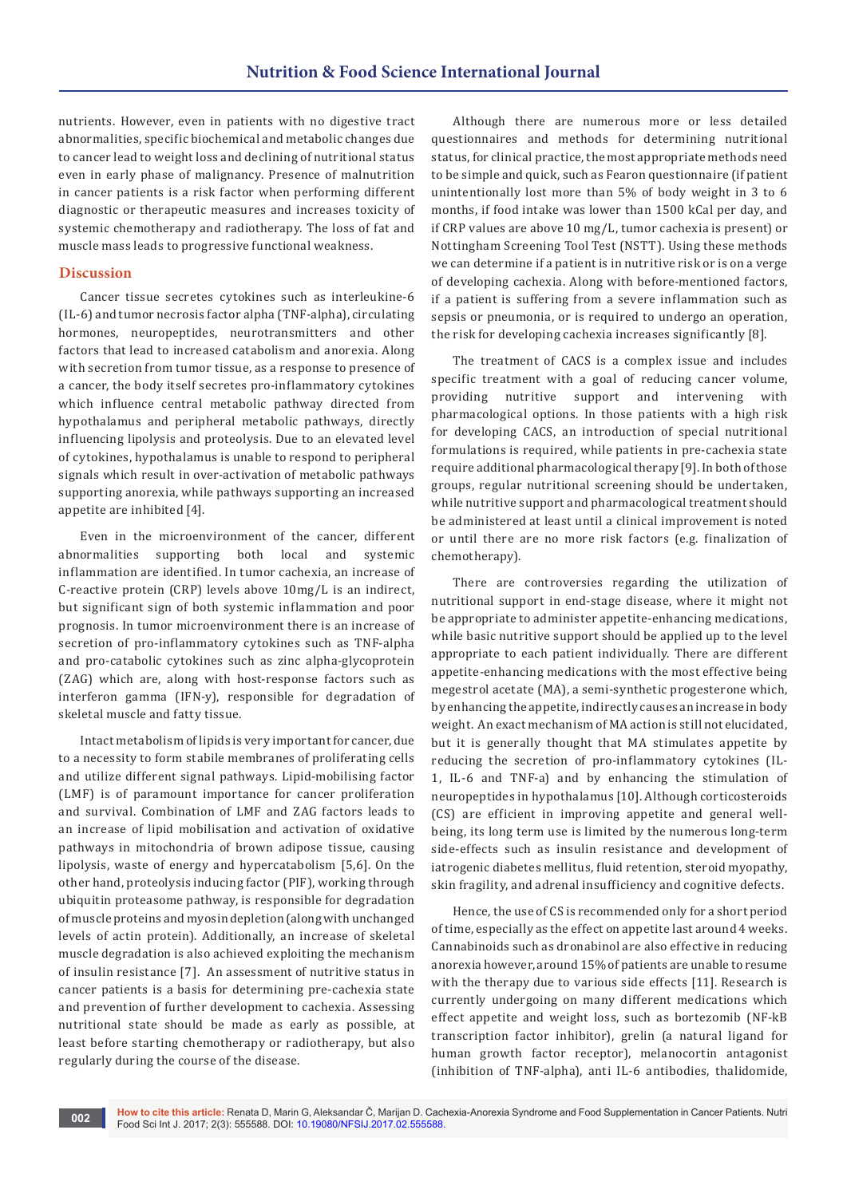nutrients. However, even in patients with no digestive tract abnormalities, specific biochemical and metabolic changes due to cancer lead to weight loss and declining of nutritional status even in early phase of malignancy. Presence of malnutrition in cancer patients is a risk factor when performing different diagnostic or therapeutic measures and increases toxicity of systemic chemotherapy and radiotherapy. The loss of fat and muscle mass leads to progressive functional weakness.

## Discussion

Cancer tissue secretes cytokines such as interleukine-6 (IL-6) and tumor necrosis factor alpha (TNF-alpha), circulating hormones, neuropeptides, neurotransmitters and other factors that lead to increased catabolism and anorexia. Along with secretion from tumor tissue, as a response to presence of a cancer, the body itself secretes pro-inflammatory cytokines which influence central metabolic pathway directed from hypothalamus and peripheral metabolic pathways, directly influencing lipolysis and proteolysis. Due to an elevated level of cytokines, hypothalamus is unable to respond to peripheral signals which result in over-activation of metabolic pathways supporting anorexia, while pathways supporting an increased appetite are inhibited [4].

Even in the microenvironment of the cancer, different abnormalities supporting both local and systemic inflammation are identified. In tumor cachexia, an increase of C-reactive protein (CRP) levels above 10mg/L is an indirect, but significant sign of both systemic inflammation and poor prognosis. In tumor microenvironment there is an increase of secretion of pro-inflammatory cytokines such as TNF-alpha and pro-catabolic cytokines such as zinc alpha-glycoprotein (ZAG) which are, along with host-response factors such as interferon gamma (IFN-y), responsible for degradation of skeletal muscle and fatty tissue.

Intact metabolism of lipids is very important for cancer, due to a necessity to form stabile membranes of proliferating cells and utilize different signal pathways. Lipid-mobilising factor (LMF) is of paramount importance for cancer proliferation and survival. Combination of LMF and ZAG factors leads to an increase of lipid mobilisation and activation of oxidative pathways in mitochondria of brown adipose tissue, causing lipolysis, waste of energy and hypercatabolism [5,6]. On the other hand, proteolysis inducing factor (PIF), working through ubiquitin proteasome pathway, is responsible for degradation of muscle proteins and myosin depletion (along with unchanged levels of actin protein). Additionally, an increase of skeletal muscle degradation is also achieved exploiting the mechanism of insulin resistance [7]. An assessment of nutritive status in cancer patients is a basis for determining pre-cachexia state and prevention of further development to cachexia. Assessing nutritional state should be made as early as possible, at least before starting chemotherapy or radiotherapy, but also regularly during the course of the disease.

Although there are numerous more or less detailed questionnaires and methods for determining nutritional status, for clinical practice, the most appropriate methods need to be simple and quick, such as Fearon questionnaire (if patient unintentionally lost more than 5% of body weight in 3 to 6 months, if food intake was lower than 1500 kCal per day, and if CRP values are above 10 mg/L, tumor cachexia is present) or Nottingham Screening Tool Test (NSTT). Using these methods we can determine if a patient is in nutritive risk or is on a verge of developing cachexia. Along with before-mentioned factors, if a patient is suffering from a severe inflammation such as sepsis or pneumonia, or is required to undergo an operation, the risk for developing cachexia increases significantly [8].

The treatment of CACS is a complex issue and includes specific treatment with a goal of reducing cancer volume, providing nutritive support and intervening with pharmacological options. In those patients with a high risk for developing CACS, an introduction of special nutritional formulations is required, while patients in pre-cachexia state require additional pharmacological therapy [9]. In both of those groups, regular nutritional screening should be undertaken, while nutritive support and pharmacological treatment should be administered at least until a clinical improvement is noted or until there are no more risk factors (e.g. finalization of chemotherapy).

There are controversies regarding the utilization of nutritional support in end-stage disease, where it might not be appropriate to administer appetite-enhancing medications, while basic nutritive support should be applied up to the level appropriate to each patient individually. There are different appetite-enhancing medications with the most effective being megestrol acetate (MA), a semi-synthetic progesterone which, by enhancing the appetite, indirectly causes an increase in body weight. An exact mechanism of MA action is still not elucidated, but it is generally thought that MA stimulates appetite by reducing the secretion of pro-inflammatory cytokines (IL-1, IL-6 and TNF-a) and by enhancing the stimulation of neuropeptides in hypothalamus [10]. Although corticosteroids (CS) are efficient in improving appetite and general well-being, its long term use is limited by the numerous long-term side-effects such as insulin resistance and development of iatrogenic diabetes mellitus, fluid retention, steroid myopathy, skin fragility, and adrenal insufficiency and cognitive defects.

Hence, the use of CS is recommended only for a short period of time, especially as the effect on appetite last around 4 weeks. Cannabinoids such as dronabinol are also effective in reducing anorexia however, around 15% of patients are unable to resume with the therapy due to various side effects [11]. Research is currently undergoing on many different medications which effect appetite and weight loss, such as bortezomib (NF-kB transcription factor inhibitor), grelin (a natural ligand for human growth factor receptor), melanocortin antagonist (inhibition of TNF-alpha), anti IL-6 antibodies, thalidomide,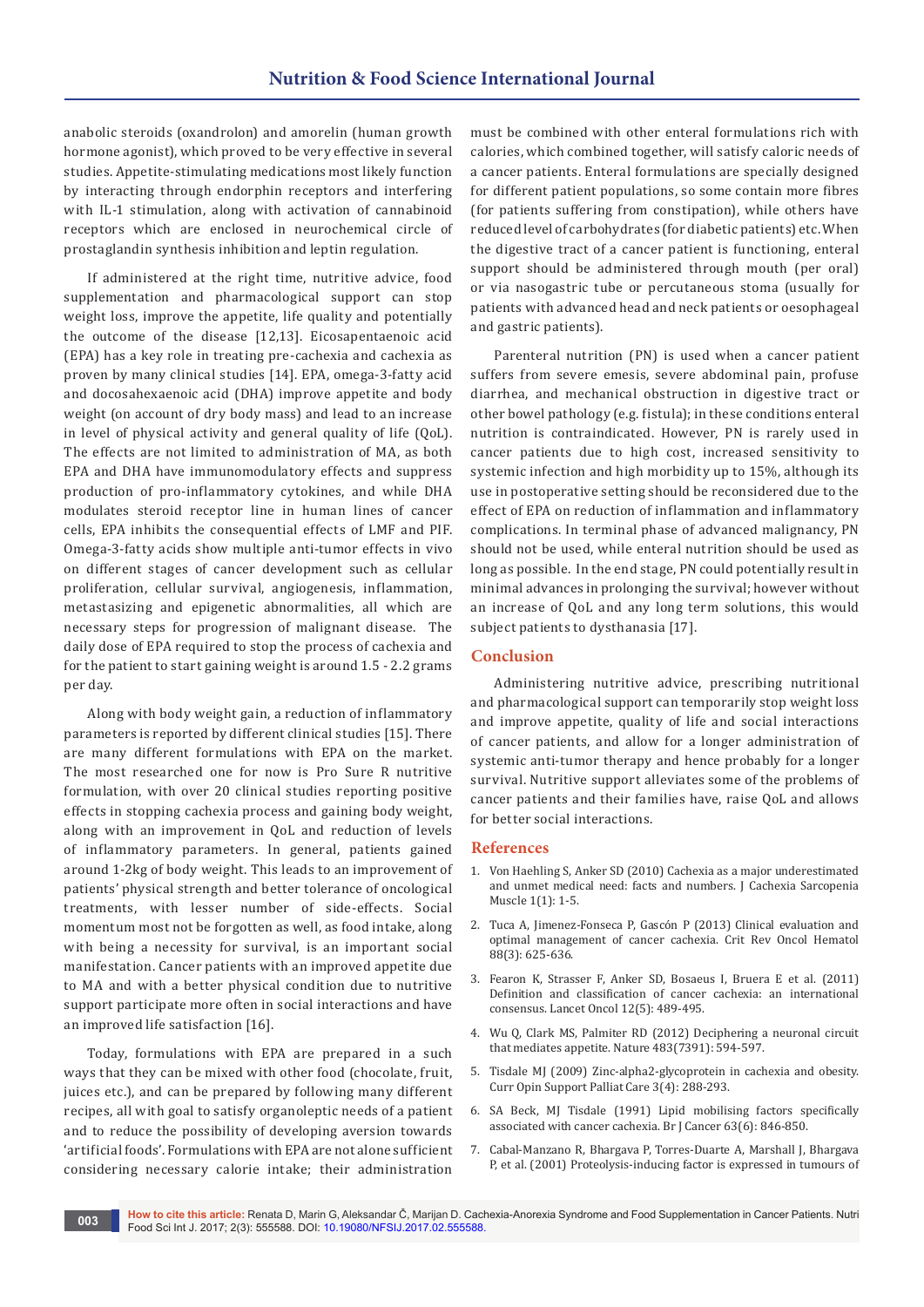anabolic steroids (oxandrolon) and amorelin (human growth hormone agonist), which proved to be very effective in several studies. Appetite-stimulating medications most likely function by interacting through endorphin receptors and interfering with IL-1 stimulation, along with activation of cannabinoid receptors which are enclosed in neurochemical circle of prostaglandin synthesis inhibition and leptin regulation.

If administered at the right time, nutritive advice, food supplementation and pharmacological support can stop weight loss, improve the appetite, life quality and potentially the outcome of the disease [12,13]. Eicosapentaenoic acid (EPA) has a key role in treating pre-cachexia and cachexia as proven by many clinical studies [14]. EPA, omega-3-fatty acid and docosahexaenoic acid (DHA) improve appetite and body weight (on account of dry body mass) and lead to an increase in level of physical activity and general quality of life (QoL). The effects are not limited to administration of MA, as both EPA and DHA have immunomodulatory effects and suppress production of pro-inflammatory cytokines, and while DHA modulates steroid receptor line in human lines of cancer cells, EPA inhibits the consequential effects of LMF and PIF. Omega-3-fatty acids show multiple anti-tumor effects in vivo on different stages of cancer development such as cellular proliferation, cellular survival, angiogenesis, inflammation, metastasizing and epigenetic abnormalities, all which are necessary steps for progression of malignant disease. The daily dose of EPA required to stop the process of cachexia and for the patient to start gaining weight is around 1.5 - 2.2 grams per day.

Along with body weight gain, a reduction of inflammatory parameters is reported by different clinical studies [15]. There are many different formulations with EPA on the market. The most researched one for now is Pro Sure R nutritive formulation, with over 20 clinical studies reporting positive effects in stopping cachexia process and gaining body weight, along with an improvement in QoL and reduction of levels of inflammatory parameters. In general, patients gained around 1-2kg of body weight. This leads to an improvement of patients' physical strength and better tolerance of oncological treatments, with lesser number of side-effects. Social momentum most not be forgotten as well, as food intake, along with being a necessity for survival, is an important social manifestation. Cancer patients with an improved appetite due to MA and with a better physical condition due to nutritive support participate more often in social interactions and have an improved life satisfaction [16].

Today, formulations with EPA are prepared in a such ways that they can be mixed with other food (chocolate, fruit, juices etc.), and can be prepared by following many different recipes, all with goal to satisfy organoleptic needs of a patient and to reduce the possibility of developing aversion towards 'artificial foods'. Formulations with EPA are not alone sufficient considering necessary calorie intake; their administration must be combined with other enteral formulations rich with calories, which combined together, will satisfy caloric needs of a cancer patients. Enteral formulations are specially designed for different patient populations, so some contain more fibres (for patients suffering from constipation), while others have reduced level of carbohydrates (for diabetic patients) etc. When the digestive tract of a cancer patient is functioning, enteral support should be administered through mouth (per oral) or via nasogastric tube or percutaneous stoma (usually for patients with advanced head and neck patients or oesophageal and gastric patients).

Parenteral nutrition (PN) is used when a cancer patient suffers from severe emesis, severe abdominal pain, profuse diarrhea, and mechanical obstruction in digestive tract or other bowel pathology (e.g. fistula); in these conditions enteral nutrition is contraindicated. However, PN is rarely used in cancer patients due to high cost, increased sensitivity to systemic infection and high morbidity up to 15%, although its use in postoperative setting should be reconsidered due to the effect of EPA on reduction of inflammation and inflammatory complications. In terminal phase of advanced malignancy, PN should not be used, while enteral nutrition should be used as long as possible. In the end stage, PN could potentially result in minimal advances in prolonging the survival; however without an increase of QoL and any long term solutions, this would subject patients to dysthanasia [17].

## Conclusion

Administering nutritive advice, prescribing nutritional and pharmacological support can temporarily stop weight loss and improve appetite, quality of life and social interactions of cancer patients, and allow for a longer administration of systemic anti-tumor therapy and hence probably for a longer survival. Nutritive support alleviates some of the problems of cancer patients and their families have, raise QoL and allows for better social interactions.

## References

1. Von Haehling S, Anker SD (2010) Cachexia as a major underestimated and unmet medical need: facts and numbers. J Cachexia Sarcopenia Muscle 1(1): 1-5.
2. Tuca A, Jimenez-Fonseca P, Gascón P (2013) Clinical evaluation and optimal management of cancer cachexia. Crit Rev Oncol Hematol 88(3): 625-636.
3. Fearon K, Strasser F, Anker SD, Bosaeus I, Bruera E et al. (2011) Definition and classification of cancer cachexia: an international consensus. Lancet Oncol 12(5): 489-495.
4. Wu Q, Clark MS, Palmiter RD (2012) Deciphering a neuronal circuit that mediates appetite. Nature 483(7391): 594-597.
5. Tisdale MJ (2009) Zinc-alpha2-glycoprotein in cachexia and obesity. Curr Opin Support Palliat Care 3(4): 288-293.
6. SA Beck, MJ Tisdale (1991) Lipid mobilising factors specifically associated with cancer cachexia. Br J Cancer 63(6): 846-850.
7. Cabal-Manzano R, Bhargava P, Torres-Duarte A, Marshall J, Bhargava P, et al. (2001) Proteolysis-inducing factor is expressed in tumours of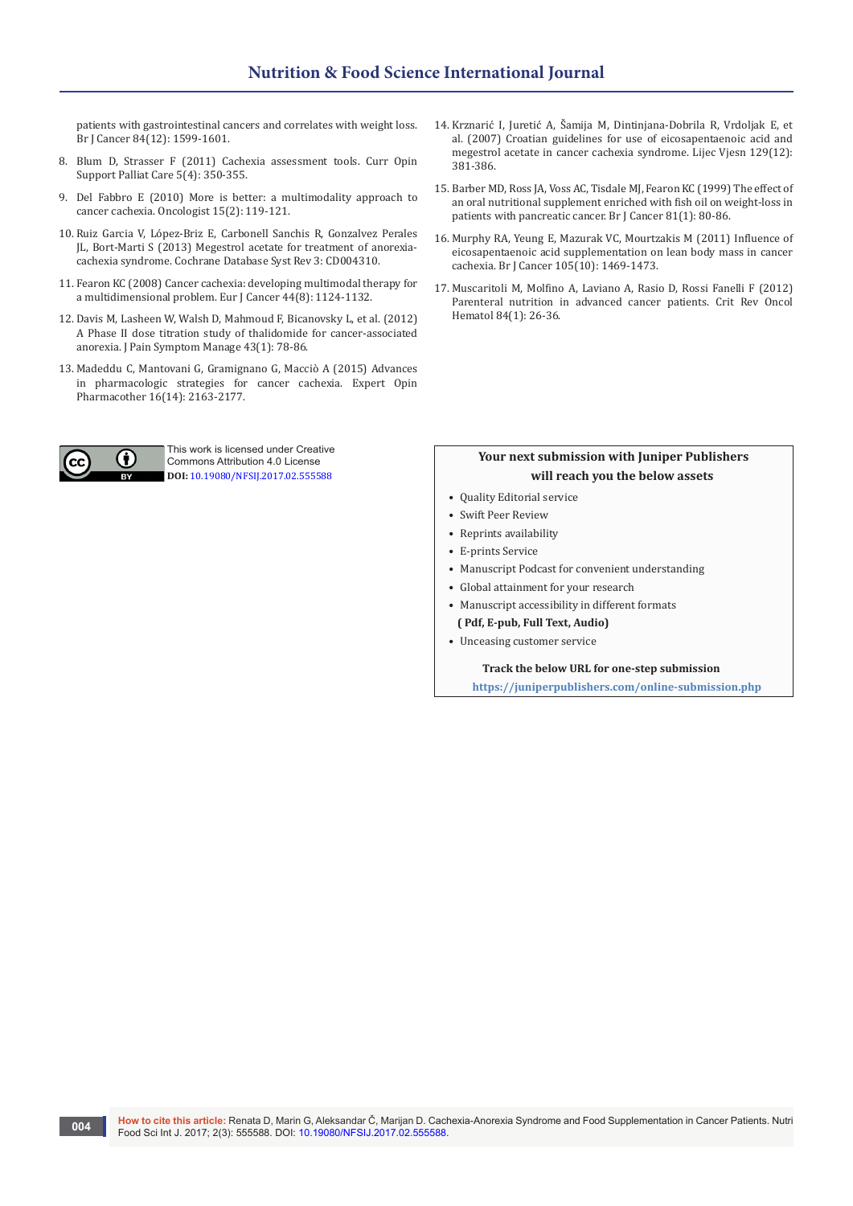patients with gastrointestinal cancers and correlates with weight loss. Br J Cancer 84(12): 1599-1601.

8. Blum D, Strasser F (2011) Cachexia assessment tools. Curr Opin Support Palliat Care 5(4): 350-355.
9. Del Fabbro E (2010) More is better: a multimodality approach to cancer cachexia. Oncologist 15(2): 119-121.
10. Ruiz Garcia V, López-Briz E, Carbonell Sanchis R, Gonzalvez Perales JL, Bort-Marti S (2013) Megestrol acetate for treatment of anorexia-cachexia syndrome. Cochrane Database Syst Rev 3: CD004310.
11. Fearon KC (2008) Cancer cachexia: developing multimodal therapy for a multidimensional problem. Eur J Cancer 44(8): 1124-1132.
12. Davis M, Lasheen W, Walsh D, Mahmoud F, Bicanovsky L, et al. (2012) A Phase II dose titration study of thalidomide for cancer-associated anorexia. J Pain Symptom Manage 43(1): 78-86.
13. Madeddu C, Mantovani G, Gramignano G, Macciò A (2015) Advances in pharmacologic strategies for cancer cachexia. Expert Opin Pharmacother 16(14): 2163-2177.
14. Krznarić I, Juretić A, Šamija M, Dintinjana-Dobrila R, Vrdoljak E, et al. (2007) Croatian guidelines for use of eicosapentaenoic acid and megestrol acetate in cancer cachexia syndrome. Lijec Vjesn 129(12): 381-386.
15. Barber MD, Ross JA, Voss AC, Tisdale MJ, Fearon KC (1999) The effect of an oral nutritional supplement enriched with fish oil on weight-loss in patients with pancreatic cancer. Br J Cancer 81(1): 80-86.
16. Murphy RA, Yeung E, Mazurak VC, Mourtzakis M (2011) Influence of eicosapentaenoic acid supplementation on lean body mass in cancer cachexia. Br J Cancer 105(10): 1469-1473.
17. Muscaritoli M, Molfino A, Laviano A, Rasio D, Rossi Fanelli F (2012) Parenteral nutrition in advanced cancer patients. Crit Rev Oncol Hematol 84(1): 26-36.

This work is licensed under Creative Commons Attribution 4.0 License
**DOI:** 10.19080/NFSIJ.2017.02.555588

**Your next submission with Juniper Publishers will reach you the below assets**

- Quality Editorial service
- Swift Peer Review
- Reprints availability
- E-prints Service
- Manuscript Podcast for convenient understanding
- Global attainment for your research
- Manuscript accessibility in different formats
  **( Pdf, E-pub, Full Text, Audio)**
- Unceasing customer service

**Track the below URL for one-step submission**
**https://juniperpublishers.com/online-submission.php**

**How to cite this article:** Renata D, Marin G, Aleksandar Č, Marijan D. Cachexia-Anorexia Syndrome and Food Supplementation in Cancer Patients. Nutri Food Sci Int J. 2017; 2(3): 555588. DOI: 10.19080/NFSIJ.2017.02.555588.